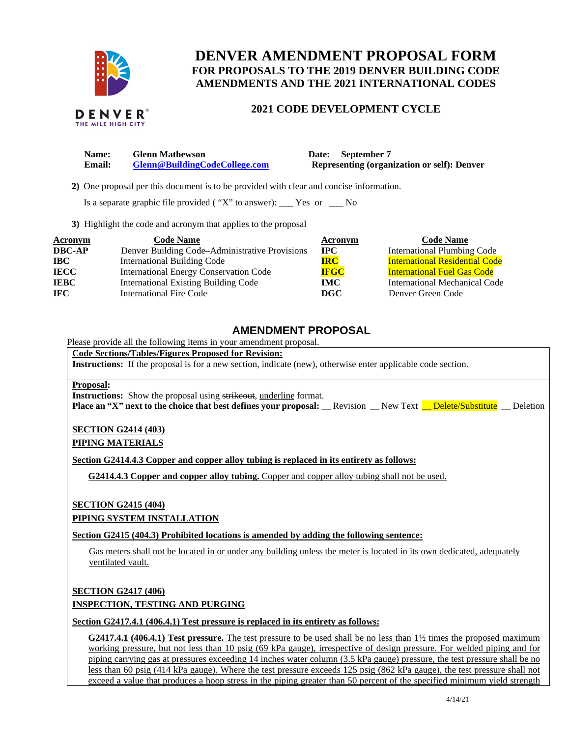# DENVER AMENDMENT PROPOSAL FORM

## FOR PROPOSALS TO THE 2019 DENVER BUILDING CODE AMENDMENTS AND THE 2021 INTERNATIONAL CODES

### 2021 CODE DEVELOPMENT CYCLE

**Name:** Glenn Mathewson
**Email:** Glenn@BuildingCodeCollege.com

**Date:** September 7
**Representing (organization or self):** Denver

**2)** One proposal per this document is to be provided with clear and concise information.

Is a separate graphic file provided ( "X" to answer): ___ Yes or ___ No

**3)** Highlight the code and acronym that applies to the proposal

| Acronym | Code Name | Acronym | Code Name |
|---|---|---|---|
| **DBC-AP** | Denver Building Code–Administrative Provisions | **IPC** | International Plumbing Code |
| **IBC** | International Building Code | **IRC** | International Residential Code |
| **IECC** | International Energy Conservation Code | **IFGC** | International Fuel Gas Code |
| **IEBC** | International Existing Building Code | **IMC** | International Mechanical Code |
| **IFC** | International Fire Code | **DGC** | Denver Green Code |

## AMENDMENT PROPOSAL

Please provide all the following items in your amendment proposal.

**Code Sections/Tables/Figures Proposed for Revision:**
**Instructions:** If the proposal is for a new section, indicate (new), otherwise enter applicable code section.

**Proposal:**
**Instructions:** Show the proposal using ~~strikeout~~, underline format.
**Place an "X" next to the choice that best defines your proposal:** __ Revision __ New Text __ Delete/Substitute __ Deletion

**SECTION G2414 (403)**

**PIPING MATERIALS**

**Section G2414.4.3 Copper and copper alloy tubing is replaced in its entirety as follows:**

**G2414.4.3 Copper and copper alloy tubing.** Copper and copper alloy tubing shall not be used.

**SECTION G2415 (404)**

**PIPING SYSTEM INSTALLATION**

**Section G2415 (404.3) Prohibited locations is amended by adding the following sentence:**

Gas meters shall not be located in or under any building unless the meter is located in its own dedicated, adequately ventilated vault.

**SECTION G2417 (406)**

**INSPECTION, TESTING AND PURGING**

**Section G2417.4.1 (406.4.1) Test pressure is replaced in its entirety as follows:**

**G2417.4.1 (406.4.1) Test pressure.** The test pressure to be used shall be no less than 1½ times the proposed maximum working pressure, but not less than 10 psig (69 kPa gauge), irrespective of design pressure. For welded piping and for piping carrying gas at pressures exceeding 14 inches water column (3.5 kPa gauge) pressure, the test pressure shall be no less than 60 psig (414 kPa gauge). Where the test pressure exceeds 125 psig (862 kPa gauge), the test pressure shall not exceed a value that produces a hoop stress in the piping greater than 50 percent of the specified minimum yield strength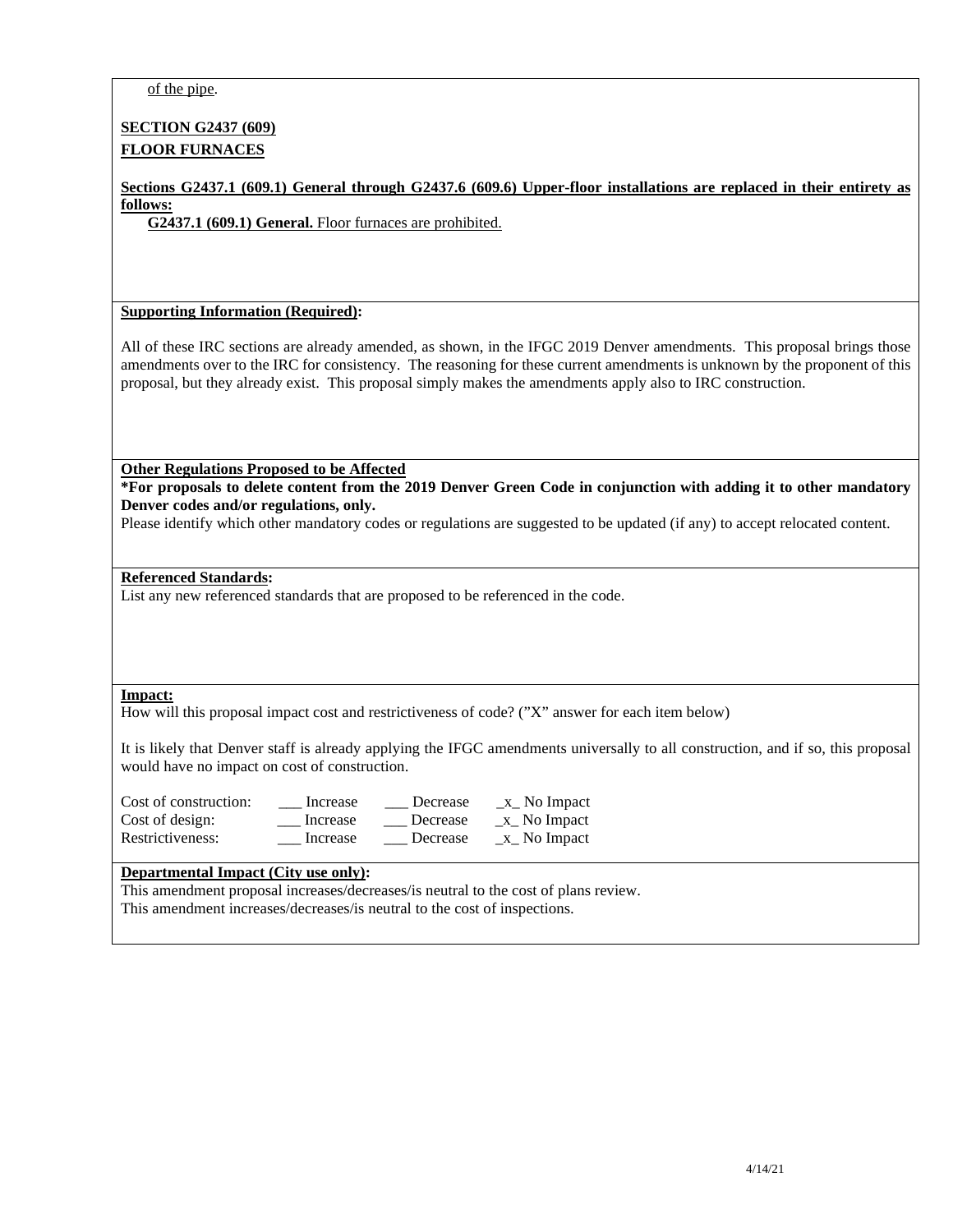of the pipe.

**SECTION G2437 (609)**
**FLOOR FURNACES**

**Sections G2437.1 (609.1) General through G2437.6 (609.6) Upper-floor installations are replaced in their entirety as follows:**

**G2437.1 (609.1) General.** Floor furnaces are prohibited.

**Supporting Information (Required):**

All of these IRC sections are already amended, as shown, in the IFGC 2019 Denver amendments. This proposal brings those amendments over to the IRC for consistency. The reasoning for these current amendments is unknown by the proponent of this proposal, but they already exist. This proposal simply makes the amendments apply also to IRC construction.

**Other Regulations Proposed to be Affected**
**\*For proposals to delete content from the 2019 Denver Green Code in conjunction with adding it to other mandatory Denver codes and/or regulations, only.**
Please identify which other mandatory codes or regulations are suggested to be updated (if any) to accept relocated content.

**Referenced Standards:**
List any new referenced standards that are proposed to be referenced in the code.

**Impact:**
How will this proposal impact cost and restrictiveness of code? ("X" answer for each item below)

It is likely that Denver staff is already applying the IFGC amendments universally to all construction, and if so, this proposal would have no impact on cost of construction.

| | | | |
|---|---|---|---|
| Cost of construction: | ___ Increase | ___ Decrease | _x_ No Impact |
| Cost of design: | ___ Increase | ___ Decrease | _x_ No Impact |
| Restrictiveness: | ___ Increase | ___ Decrease | _x_ No Impact |

**Departmental Impact (City use only):**
This amendment proposal increases/decreases/is neutral to the cost of plans review.
This amendment increases/decreases/is neutral to the cost of inspections.